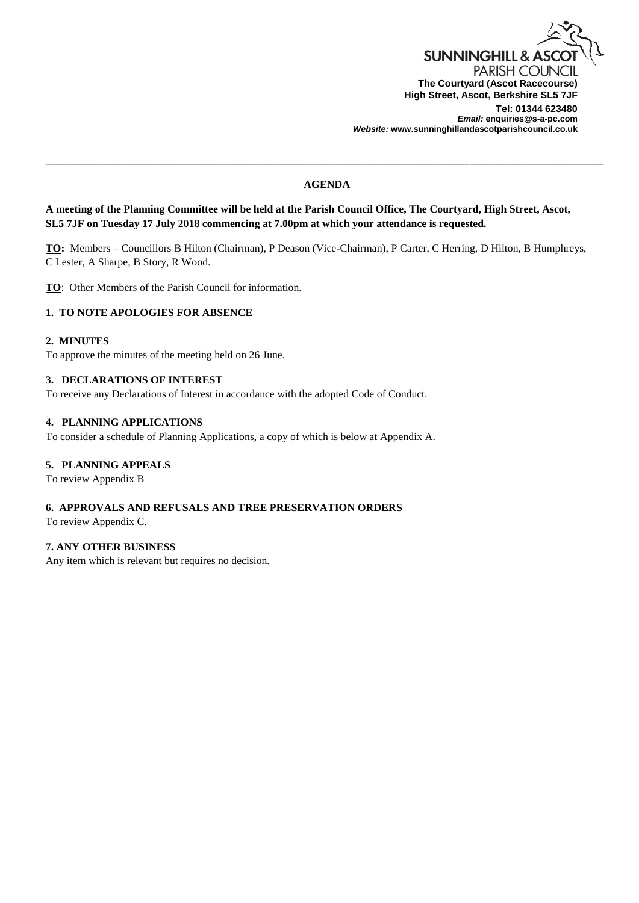SUNNINGHILL & ASCOT
PARISH COUNCIL

**The Courtyard (Ascot Racecourse)**
**High Street, Ascot, Berkshire SL5 7JF**
**Tel: 01344 623480**
***Email:* enquiries@s-a-pc.com**
***Website:* www.sunninghillandascotparishcouncil.co.uk**

---

## AGENDA

**A meeting of the Planning Committee will be held at the Parish Council Office, The Courtyard, High Street, Ascot, SL5 7JF on Tuesday 17 July 2018 commencing at 7.00pm at which your attendance is requested.**

**TO:** Members – Councillors B Hilton (Chairman), P Deason (Vice-Chairman), P Carter, C Herring, D Hilton, B Humphreys, C Lester, A Sharpe, B Story, R Wood.

**TO**: Other Members of the Parish Council for information.

### 1. TO NOTE APOLOGIES FOR ABSENCE

### 2. MINUTES

To approve the minutes of the meeting held on 26 June.

### 3. DECLARATIONS OF INTEREST

To receive any Declarations of Interest in accordance with the adopted Code of Conduct.

### 4. PLANNING APPLICATIONS

To consider a schedule of Planning Applications, a copy of which is below at Appendix A.

### 5. PLANNING APPEALS

To review Appendix B

### 6. APPROVALS AND REFUSALS AND TREE PRESERVATION ORDERS

To review Appendix C.

### 7. ANY OTHER BUSINESS

Any item which is relevant but requires no decision.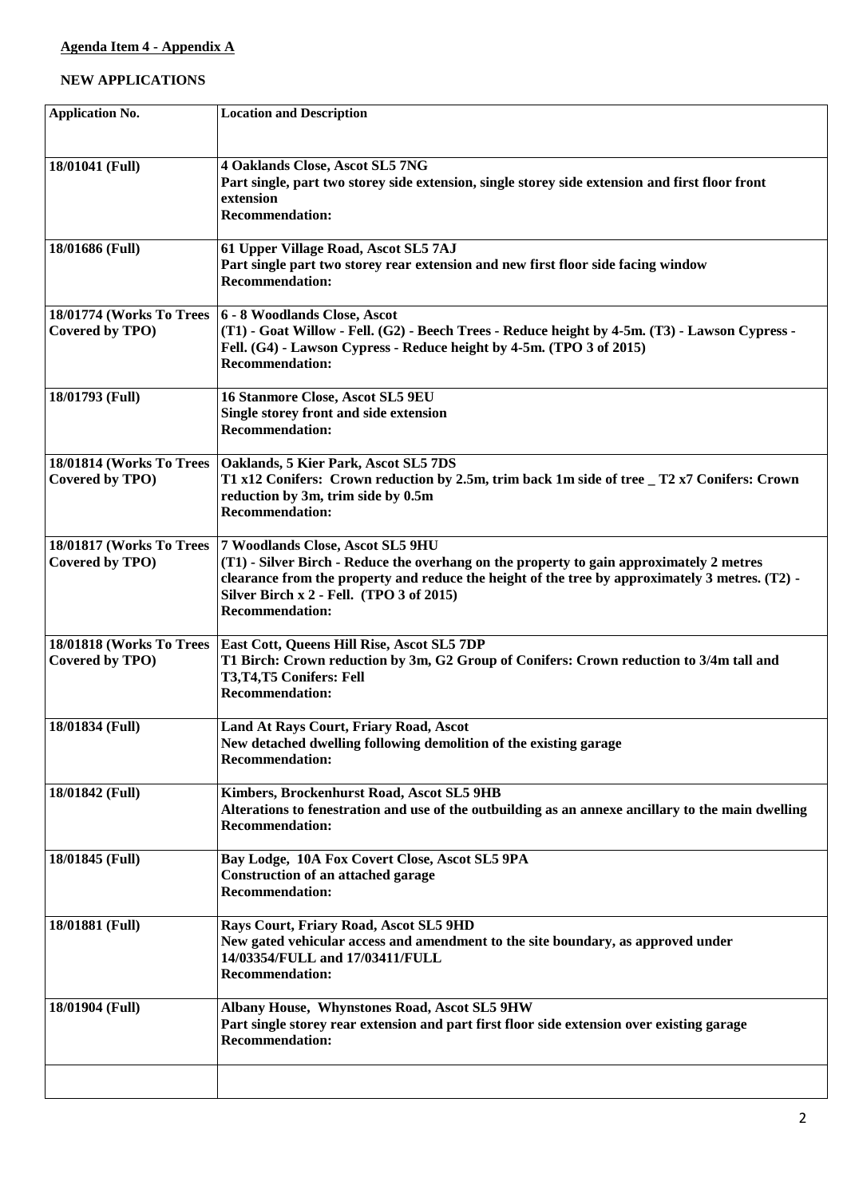**Agenda Item 4 - Appendix A**

**NEW APPLICATIONS**

| Application No. | Location and Description |
|---|---|
| 18/01041 (Full) | **4 Oaklands Close, Ascot SL5 7NG**<br>**Part single, part two storey side extension, single storey side extension and first floor front extension**<br>**Recommendation:** |
| 18/01686 (Full) | **61 Upper Village Road, Ascot SL5 7AJ**<br>**Part single part two storey rear extension and new first floor side facing window**<br>**Recommendation:** |
| 18/01774 (Works To Trees Covered by TPO) | **6 - 8 Woodlands Close, Ascot**<br>**(T1) - Goat Willow - Fell. (G2) - Beech Trees - Reduce height by 4-5m. (T3) - Lawson Cypress - Fell. (G4) - Lawson Cypress - Reduce height by 4-5m. (TPO 3 of 2015)**<br>**Recommendation:** |
| 18/01793 (Full) | **16 Stanmore Close, Ascot SL5 9EU**<br>**Single storey front and side extension**<br>**Recommendation:** |
| 18/01814 (Works To Trees Covered by TPO) | **Oaklands, 5 Kier Park, Ascot SL5 7DS**<br>**T1 x12 Conifers: Crown reduction by 2.5m, trim back 1m side of tree _ T2 x7 Conifers: Crown reduction by 3m, trim side by 0.5m**<br>**Recommendation:** |
| 18/01817 (Works To Trees Covered by TPO) | **7 Woodlands Close, Ascot SL5 9HU**<br>**(T1) - Silver Birch - Reduce the overhang on the property to gain approximately 2 metres clearance from the property and reduce the height of the tree by approximately 3 metres. (T2) - Silver Birch x 2 - Fell. (TPO 3 of 2015)**<br>**Recommendation:** |
| 18/01818 (Works To Trees Covered by TPO) | **East Cott, Queens Hill Rise, Ascot SL5 7DP**<br>**T1 Birch: Crown reduction by 3m, G2 Group of Conifers: Crown reduction to 3/4m tall and T3,T4,T5 Conifers: Fell**<br>**Recommendation:** |
| 18/01834 (Full) | **Land At Rays Court, Friary Road, Ascot**<br>**New detached dwelling following demolition of the existing garage**<br>**Recommendation:** |
| 18/01842 (Full) | **Kimbers, Brockenhurst Road, Ascot SL5 9HB**<br>**Alterations to fenestration and use of the outbuilding as an annexe ancillary to the main dwelling**<br>**Recommendation:** |
| 18/01845 (Full) | **Bay Lodge, 10A Fox Covert Close, Ascot SL5 9PA**<br>**Construction of an attached garage**<br>**Recommendation:** |
| 18/01881 (Full) | **Rays Court, Friary Road, Ascot SL5 9HD**<br>**New gated vehicular access and amendment to the site boundary, as approved under 14/03354/FULL and 17/03411/FULL**<br>**Recommendation:** |
| 18/01904 (Full) | **Albany House, Whynstones Road, Ascot SL5 9HW**<br>**Part single storey rear extension and part first floor side extension over existing garage**<br>**Recommendation:** |
| | |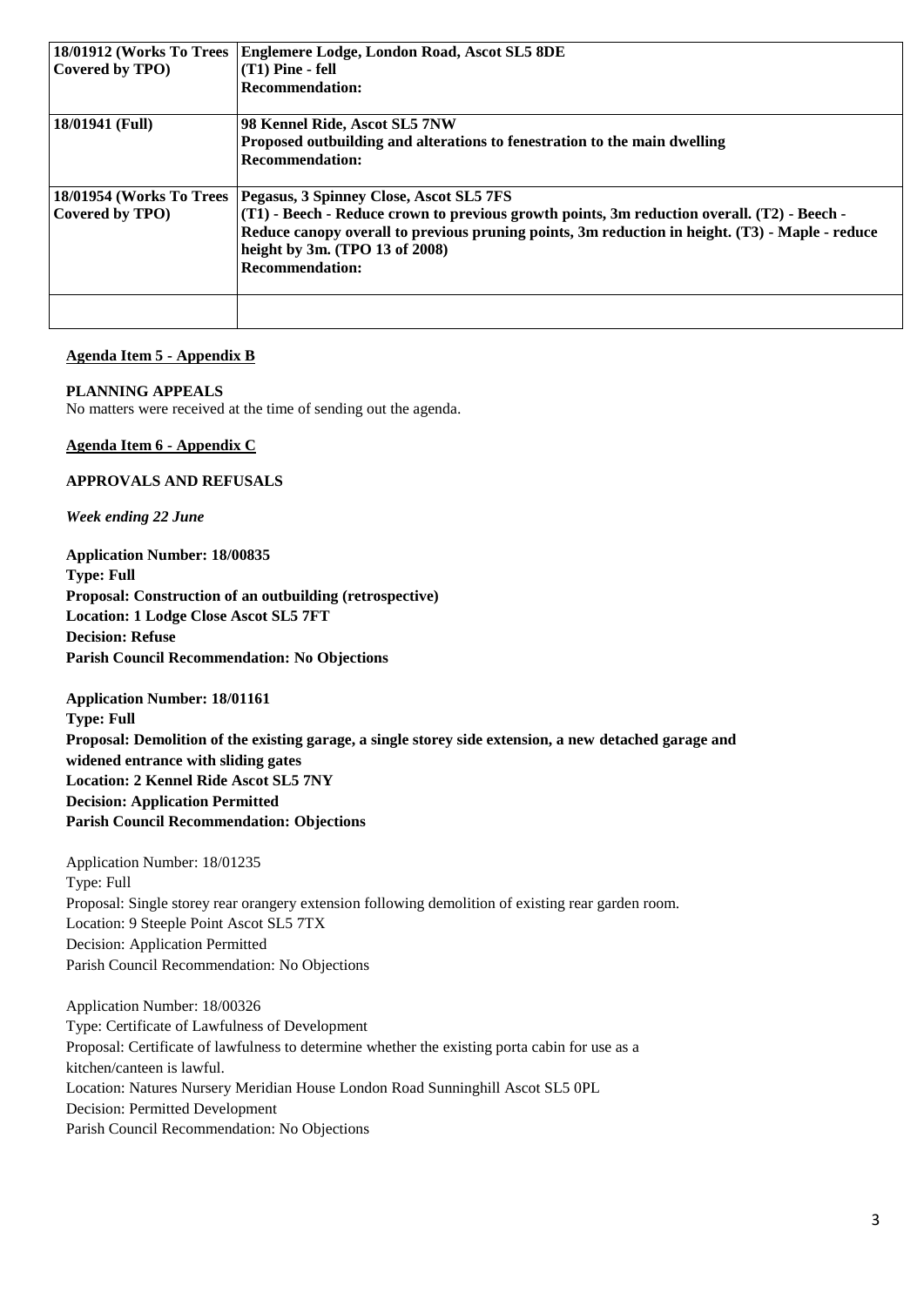| | |
|---|---|
| **18/01912 (Works To Trees Covered by TPO)** | **Englemere Lodge, London Road, Ascot SL5 8DE**<br>**(T1) Pine - fell**<br>**Recommendation:** |
| **18/01941 (Full)** | **98 Kennel Ride, Ascot SL5 7NW**<br>**Proposed outbuilding and alterations to fenestration to the main dwelling**<br>**Recommendation:** |
| **18/01954 (Works To Trees Covered by TPO)** | **Pegasus, 3 Spinney Close, Ascot SL5 7FS**<br>**(T1) - Beech - Reduce crown to previous growth points, 3m reduction overall. (T2) - Beech - Reduce canopy overall to previous pruning points, 3m reduction in height. (T3) - Maple - reduce height by 3m. (TPO 13 of 2008)**<br>**Recommendation:** |
| | |

**Agenda Item 5 - Appendix B**

**PLANNING APPEALS**

No matters were received at the time of sending out the agenda.

**Agenda Item 6 - Appendix C**

**APPROVALS AND REFUSALS**

***Week ending 22 June***

**Application Number: 18/00835**
**Type: Full**
**Proposal: Construction of an outbuilding (retrospective)**
**Location: 1 Lodge Close Ascot SL5 7FT**
**Decision: Refuse**
**Parish Council Recommendation: No Objections**

**Application Number: 18/01161**
**Type: Full**
**Proposal: Demolition of the existing garage, a single storey side extension, a new detached garage and widened entrance with sliding gates**
**Location: 2 Kennel Ride Ascot SL5 7NY**
**Decision: Application Permitted**
**Parish Council Recommendation: Objections**

Application Number: 18/01235
Type: Full
Proposal: Single storey rear orangery extension following demolition of existing rear garden room.
Location: 9 Steeple Point Ascot SL5 7TX
Decision: Application Permitted
Parish Council Recommendation: No Objections

Application Number: 18/00326
Type: Certificate of Lawfulness of Development
Proposal: Certificate of lawfulness to determine whether the existing porta cabin for use as a kitchen/canteen is lawful.
Location: Natures Nursery Meridian House London Road Sunninghill Ascot SL5 0PL
Decision: Permitted Development
Parish Council Recommendation: No Objections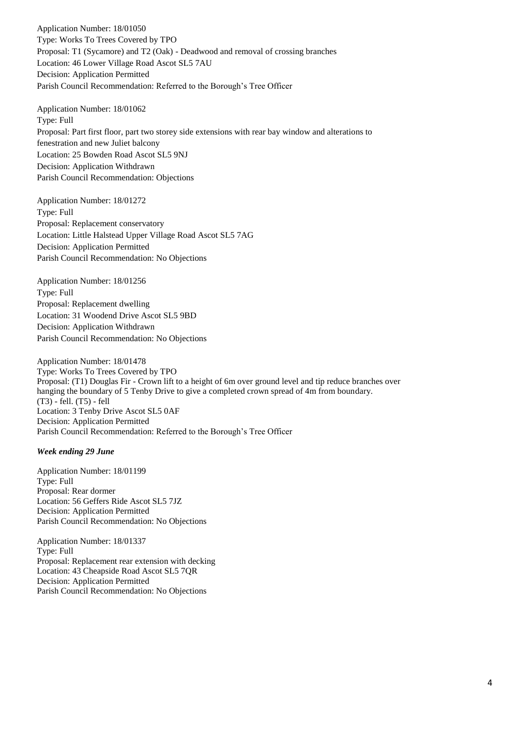Application Number: 18/01050
Type: Works To Trees Covered by TPO
Proposal: T1 (Sycamore) and T2 (Oak) - Deadwood and removal of crossing branches
Location: 46 Lower Village Road Ascot SL5 7AU
Decision: Application Permitted
Parish Council Recommendation: Referred to the Borough's Tree Officer

Application Number: 18/01062
Type: Full
Proposal: Part first floor, part two storey side extensions with rear bay window and alterations to fenestration and new Juliet balcony
Location: 25 Bowden Road Ascot SL5 9NJ
Decision: Application Withdrawn
Parish Council Recommendation: Objections

Application Number: 18/01272
Type: Full
Proposal: Replacement conservatory
Location: Little Halstead Upper Village Road Ascot SL5 7AG
Decision: Application Permitted
Parish Council Recommendation: No Objections

Application Number: 18/01256
Type: Full
Proposal: Replacement dwelling
Location: 31 Woodend Drive Ascot SL5 9BD
Decision: Application Withdrawn
Parish Council Recommendation: No Objections

Application Number: 18/01478
Type: Works To Trees Covered by TPO
Proposal: (T1) Douglas Fir - Crown lift to a height of 6m over ground level and tip reduce branches over hanging the boundary of 5 Tenby Drive to give a completed crown spread of 4m from boundary. (T3) - fell. (T5) - fell
Location: 3 Tenby Drive Ascot SL5 0AF
Decision: Application Permitted
Parish Council Recommendation: Referred to the Borough's Tree Officer

***Week ending 29 June***

Application Number: 18/01199
Type: Full
Proposal: Rear dormer
Location: 56 Geffers Ride Ascot SL5 7JZ
Decision: Application Permitted
Parish Council Recommendation: No Objections

Application Number: 18/01337
Type: Full
Proposal: Replacement rear extension with decking
Location: 43 Cheapside Road Ascot SL5 7QR
Decision: Application Permitted
Parish Council Recommendation: No Objections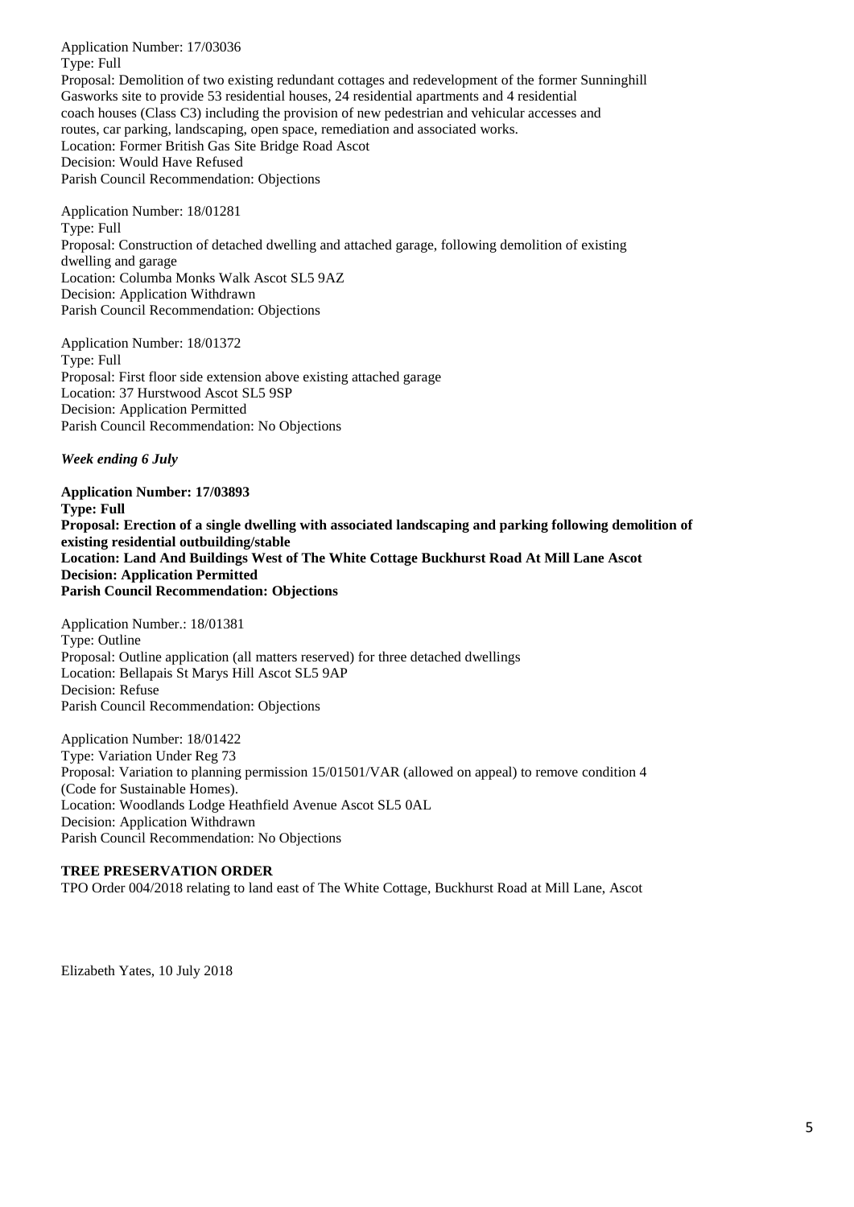Application Number: 17/03036
Type: Full
Proposal: Demolition of two existing redundant cottages and redevelopment of the former Sunninghill Gasworks site to provide 53 residential houses, 24 residential apartments and 4 residential coach houses (Class C3) including the provision of new pedestrian and vehicular accesses and routes, car parking, landscaping, open space, remediation and associated works.
Location: Former British Gas Site Bridge Road Ascot
Decision: Would Have Refused
Parish Council Recommendation: Objections

Application Number: 18/01281
Type: Full
Proposal: Construction of detached dwelling and attached garage, following demolition of existing dwelling and garage
Location: Columba Monks Walk Ascot SL5 9AZ
Decision: Application Withdrawn
Parish Council Recommendation: Objections

Application Number: 18/01372
Type: Full
Proposal: First floor side extension above existing attached garage
Location: 37 Hurstwood Ascot SL5 9SP
Decision: Application Permitted
Parish Council Recommendation: No Objections

***Week ending 6 July***

**Application Number: 17/03893**
**Type: Full**
**Proposal: Erection of a single dwelling with associated landscaping and parking following demolition of existing residential outbuilding/stable**
**Location: Land And Buildings West of The White Cottage Buckhurst Road At Mill Lane Ascot**
**Decision: Application Permitted**
**Parish Council Recommendation: Objections**

Application Number.: 18/01381
Type: Outline
Proposal: Outline application (all matters reserved) for three detached dwellings
Location: Bellapais St Marys Hill Ascot SL5 9AP
Decision: Refuse
Parish Council Recommendation: Objections

Application Number: 18/01422
Type: Variation Under Reg 73
Proposal: Variation to planning permission 15/01501/VAR (allowed on appeal) to remove condition 4 (Code for Sustainable Homes).
Location: Woodlands Lodge Heathfield Avenue Ascot SL5 0AL
Decision: Application Withdrawn
Parish Council Recommendation: No Objections

**TREE PRESERVATION ORDER**

TPO Order 004/2018 relating to land east of The White Cottage, Buckhurst Road at Mill Lane, Ascot

Elizabeth Yates, 10 July 2018